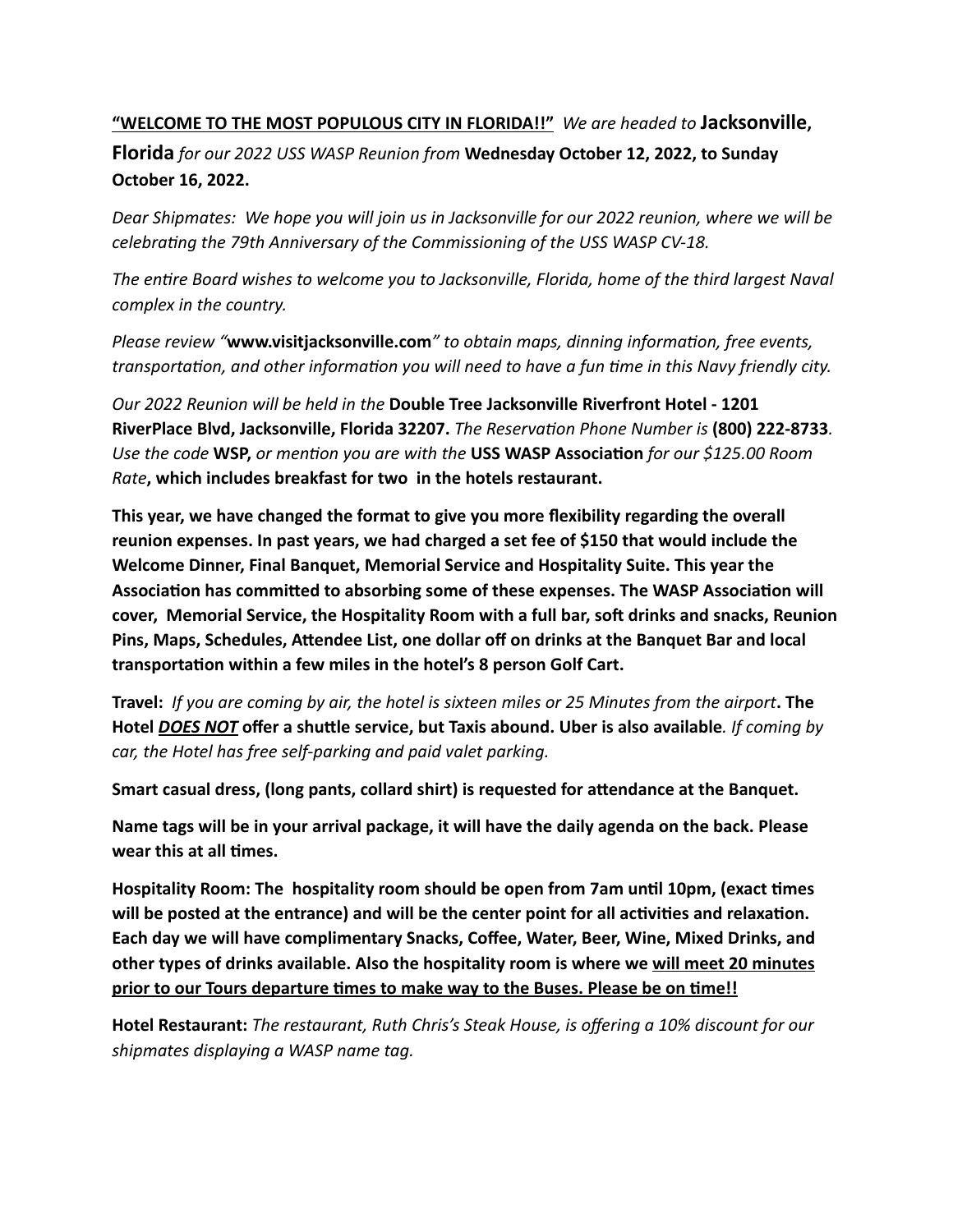**<u>"WELCOME TO THE MOST POPULOUS CITY IN FLORIDA!!"</u>** *We are headed to* **Jacksonville, Florida** *for our 2022 USS WASP Reunion from* **Wednesday October 12, 2022, to Sunday October 16, 2022.**

*Dear Shipmates: We hope you will join us in Jacksonville for our 2022 reunion, where we will be celebrating the 79th Anniversary of the Commissioning of the USS WASP CV-18.*

*The entire Board wishes to welcome you to Jacksonville, Florida, home of the third largest Naval complex in the country.*

*Please review "***www.visitjacksonville.com***" to obtain maps, dinning information, free events, transportation, and other information you will need to have a fun time in this Navy friendly city.*

*Our 2022 Reunion will be held in the* **Double Tree Jacksonville Riverfront Hotel - 1201 RiverPlace Blvd, Jacksonville, Florida 32207.** *The Reservation Phone Number is* **(800) 222-8733***. Use the code* **WSP,** *or mention you are with the* **USS WASP Association** *for our $125.00 Room Rate***, which includes breakfast for two in the hotels restaurant.**

**This year, we have changed the format to give you more flexibility regarding the overall reunion expenses. In past years, we had charged a set fee of $150 that would include the Welcome Dinner, Final Banquet, Memorial Service and Hospitality Suite. This year the Association has committed to absorbing some of these expenses. The WASP Association will cover, Memorial Service, the Hospitality Room with a full bar, soft drinks and snacks, Reunion Pins, Maps, Schedules, Attendee List, one dollar off on drinks at the Banquet Bar and local transportation within a few miles in the hotel's 8 person Golf Cart.**

**Travel:** *If you are coming by air, the hotel is sixteen miles or 25 Minutes from the airport***. The Hotel <u>*DOES NOT*</u> offer a shuttle service, but Taxis abound. Uber is also available***. If coming by car, the Hotel has free self-parking and paid valet parking.*

**Smart casual dress, (long pants, collard shirt) is requested for attendance at the Banquet.**

**Name tags will be in your arrival package, it will have the daily agenda on the back. Please wear this at all times.**

**Hospitality Room: The hospitality room should be open from 7am until 10pm, (exact times will be posted at the entrance) and will be the center point for all activities and relaxation. Each day we will have complimentary Snacks, Coffee, Water, Beer, Wine, Mixed Drinks, and other types of drinks available. Also the hospitality room is where we <u>will meet 20 minutes prior to our Tours departure times to make way to the Buses. Please be on time!!</u>**

**Hotel Restaurant:** *The restaurant, Ruth Chris's Steak House, is offering a 10% discount for our shipmates displaying a WASP name tag.*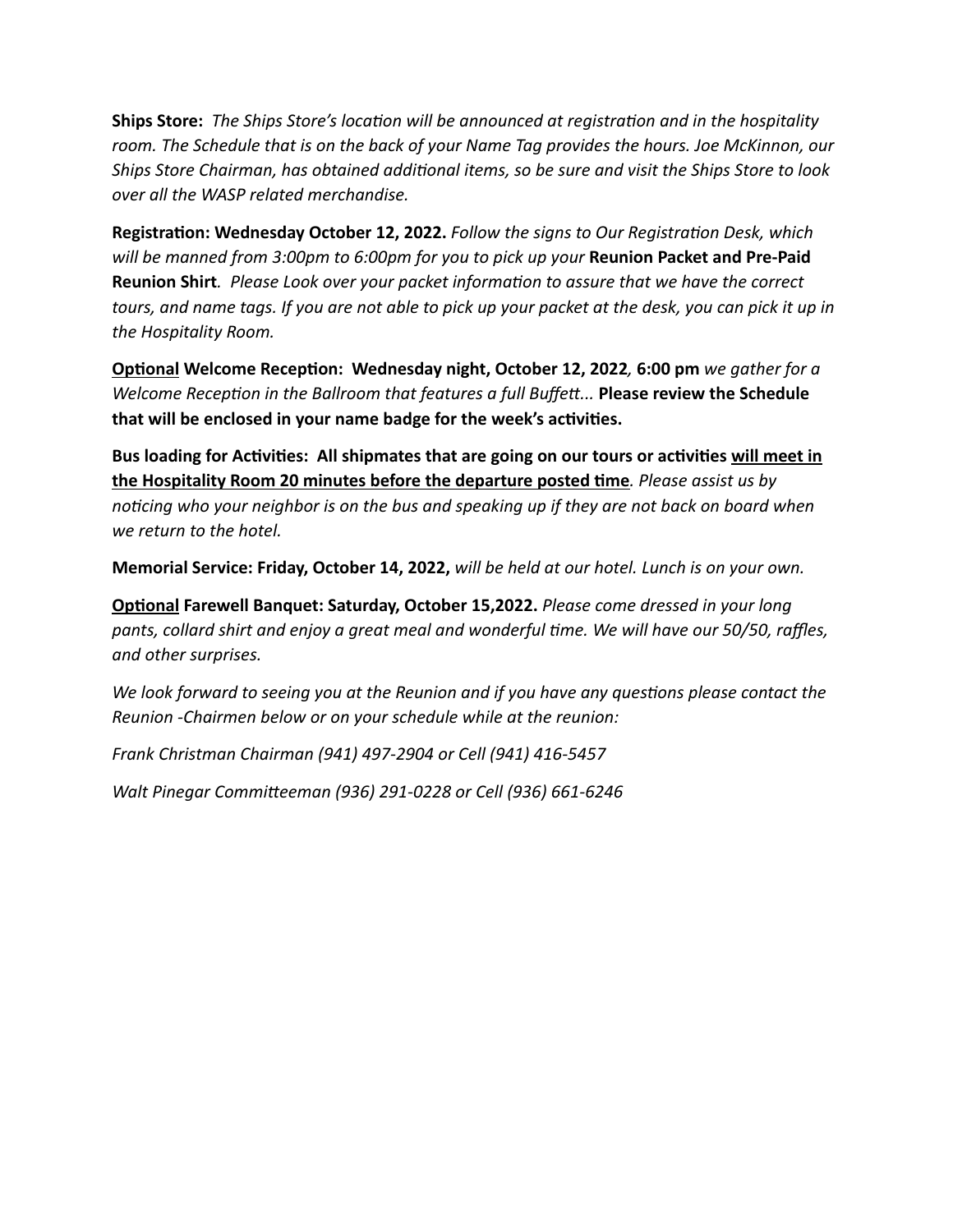**Ships Store:** *The Ships Store's location will be announced at registration and in the hospitality room. The Schedule that is on the back of your Name Tag provides the hours. Joe McKinnon, our Ships Store Chairman, has obtained additional items, so be sure and visit the Ships Store to look over all the WASP related merchandise.*

**Registration: Wednesday October 12, 2022.** *Follow the signs to Our Registration Desk, which will be manned from 3:00pm to 6:00pm for you to pick up your* **Reunion Packet and Pre-Paid Reunion Shirt***. Please Look over your packet information to assure that we have the correct tours, and name tags. If you are not able to pick up your packet at the desk, you can pick it up in the Hospitality Room.*

**<u>Optional</u> Welcome Reception: Wednesday night, October 12, 2022***,* **6:00 pm** *we gather for a Welcome Reception in the Ballroom that features a full Buffett...* **Please review the Schedule that will be enclosed in your name badge for the week's activities.**

**Bus loading for Activities: All shipmates that are going on our tours or activities <u>will meet in the Hospitality Room 20 minutes before the departure posted time</u>***. Please assist us by noticing who your neighbor is on the bus and speaking up if they are not back on board when we return to the hotel.*

**Memorial Service: Friday, October 14, 2022,** *will be held at our hotel. Lunch is on your own.*

**<u>Optional</u> Farewell Banquet: Saturday, October 15,2022.** *Please come dressed in your long pants, collard shirt and enjoy a great meal and wonderful time. We will have our 50/50, raffles, and other surprises.*

*We look forward to seeing you at the Reunion and if you have any questions please contact the Reunion -Chairmen below or on your schedule while at the reunion:*

*Frank Christman Chairman (941) 497-2904 or Cell (941) 416-5457*

*Walt Pinegar Committeeman (936) 291-0228 or Cell (936) 661-6246*